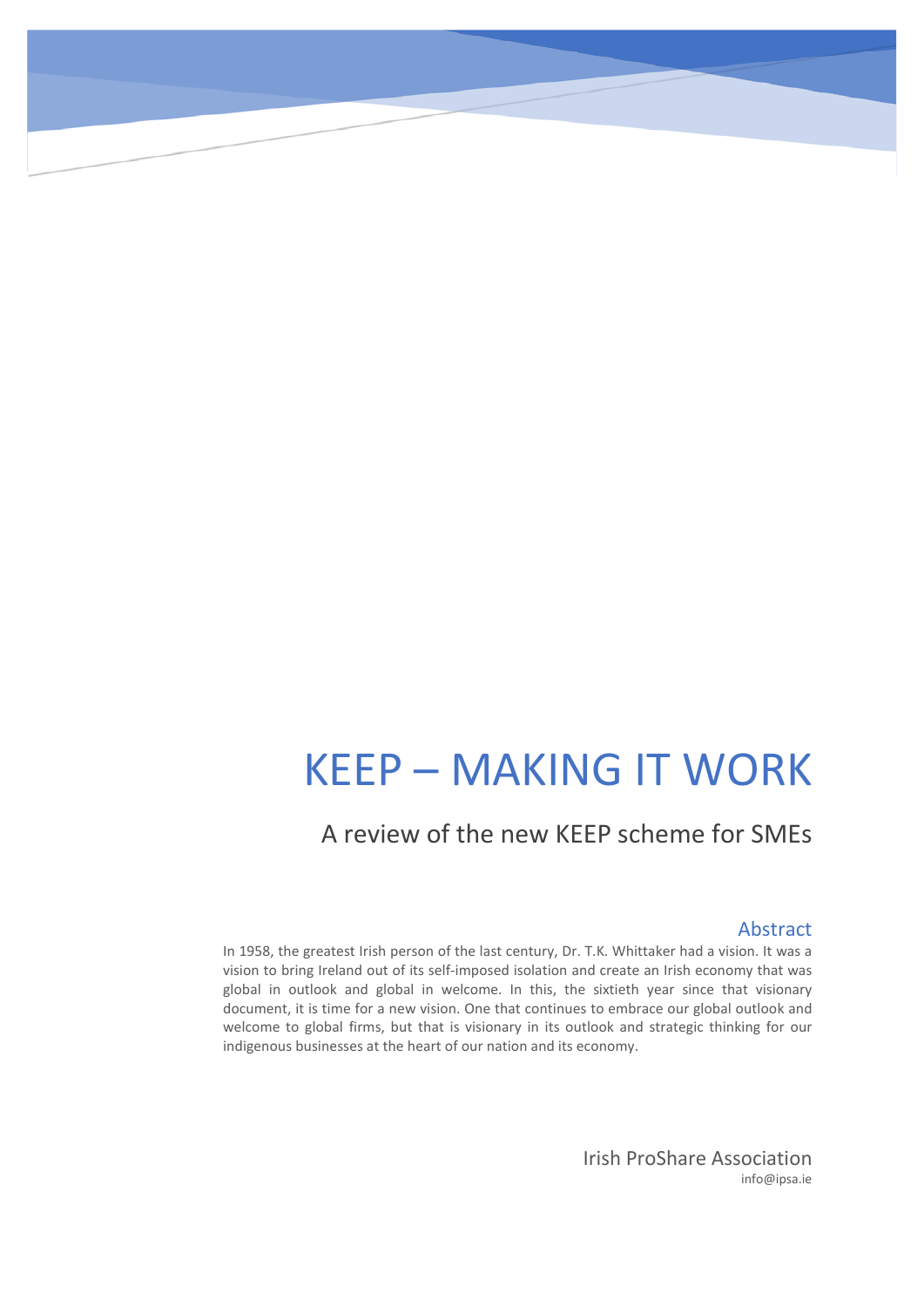# KEEP – MAKING IT WORK

## A review of the new KEEP scheme for SMEs

### Abstract

In 1958, the greatest Irish person of the last century, Dr. T.K. Whittaker had a vision. It was a vision to bring Ireland out of its self-imposed isolation and create an Irish economy that was global in outlook and global in welcome. In this, the sixtieth year since that visionary document, it is time for a new vision. One that continues to embrace our global outlook and welcome to global firms, but that is visionary in its outlook and strategic thinking for our indigenous businesses at the heart of our nation and its economy.

Irish ProShare Association
info@ipsa.ie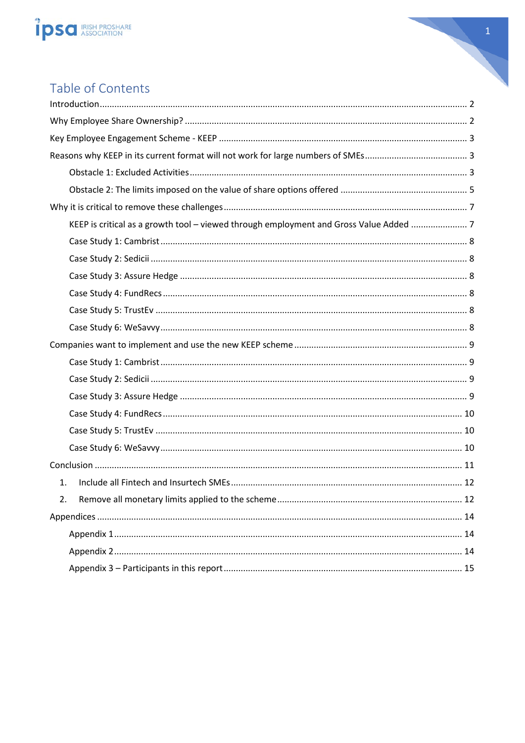# Table of Contents

Introduction .................................................................................................................................... 2

Why Employee Share Ownership? .................................................................................................. 2

Key Employee Engagement Scheme - KEEP .................................................................................... 3

Reasons why KEEP in its current format will not work for large numbers of SMEs.......................................... 3

- Obstacle 1: Excluded Activities ................................................................................................. 3
- Obstacle 2: The limits imposed on the value of share options offered .................................................... 5

Why it is critical to remove these challenges ....................................................................................... 7

- KEEP is critical as a growth tool – viewed through employment and Gross Value Added ....................... 7
- Case Study 1: Cambrist ............................................................................................................. 8
- Case Study 2: Sedicii ................................................................................................................. 8
- Case Study 3: Assure Hedge ..................................................................................................... 8
- Case Study 4: FundRecs ............................................................................................................ 8
- Case Study 5: TrustEv ............................................................................................................... 8
- Case Study 6: WeSavvy ............................................................................................................. 8

Companies want to implement and use the new KEEP scheme ........................................................... 9

- Case Study 1: Cambrist ............................................................................................................. 9
- Case Study 2: Sedicii ................................................................................................................. 9
- Case Study 3: Assure Hedge ..................................................................................................... 9
- Case Study 4: FundRecs ............................................................................................................ 10
- Case Study 5: TrustEv ............................................................................................................... 10
- Case Study 6: WeSavvy ............................................................................................................. 10

Conclusion ..................................................................................................................................... 11

1. Include all Fintech and Insurtech SMEs ..................................................................................... 12
2. Remove all monetary limits applied to the scheme .................................................................... 12

Appendices .................................................................................................................................... 14

- Appendix 1 ............................................................................................................................... 14
- Appendix 2 ............................................................................................................................... 14
- Appendix 3 – Participants in this report ..................................................................................... 15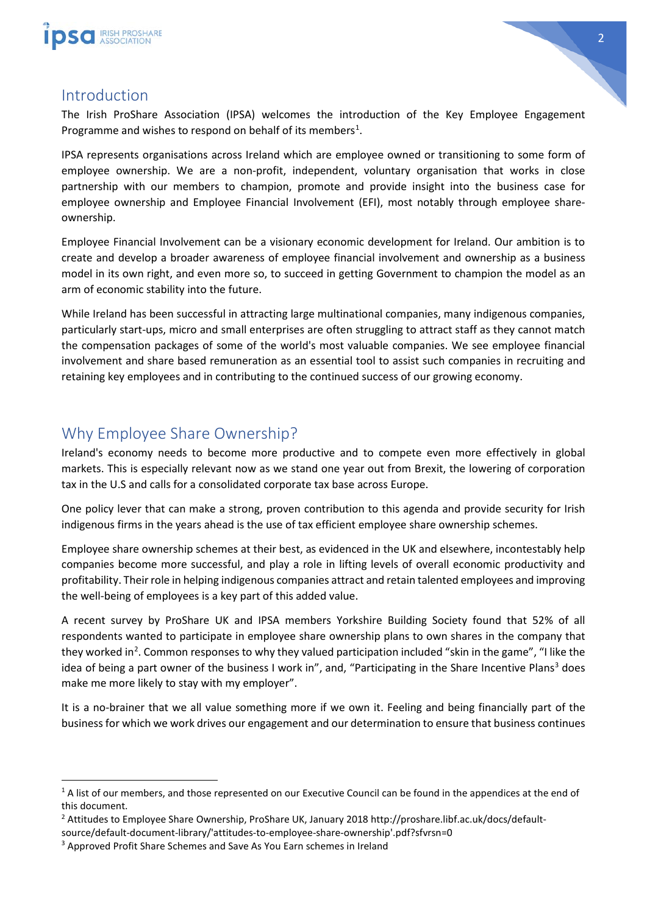## Introduction

The Irish ProShare Association (IPSA) welcomes the introduction of the Key Employee Engagement Programme and wishes to respond on behalf of its members[1].

IPSA represents organisations across Ireland which are employee owned or transitioning to some form of employee ownership. We are a non-profit, independent, voluntary organisation that works in close partnership with our members to champion, promote and provide insight into the business case for employee ownership and Employee Financial Involvement (EFI), most notably through employee share-ownership.

Employee Financial Involvement can be a visionary economic development for Ireland. Our ambition is to create and develop a broader awareness of employee financial involvement and ownership as a business model in its own right, and even more so, to succeed in getting Government to champion the model as an arm of economic stability into the future.

While Ireland has been successful in attracting large multinational companies, many indigenous companies, particularly start-ups, micro and small enterprises are often struggling to attract staff as they cannot match the compensation packages of some of the world's most valuable companies. We see employee financial involvement and share based remuneration as an essential tool to assist such companies in recruiting and retaining key employees and in contributing to the continued success of our growing economy.

## Why Employee Share Ownership?

Ireland's economy needs to become more productive and to compete even more effectively in global markets. This is especially relevant now as we stand one year out from Brexit, the lowering of corporation tax in the U.S and calls for a consolidated corporate tax base across Europe.

One policy lever that can make a strong, proven contribution to this agenda and provide security for Irish indigenous firms in the years ahead is the use of tax efficient employee share ownership schemes.

Employee share ownership schemes at their best, as evidenced in the UK and elsewhere, incontestably help companies become more successful, and play a role in lifting levels of overall economic productivity and profitability. Their role in helping indigenous companies attract and retain talented employees and improving the well-being of employees is a key part of this added value.

A recent survey by ProShare UK and IPSA members Yorkshire Building Society found that 52% of all respondents wanted to participate in employee share ownership plans to own shares in the company that they worked in[2]. Common responses to why they valued participation included "skin in the game", "I like the idea of being a part owner of the business I work in", and, "Participating in the Share Incentive Plans[3] does make me more likely to stay with my employer".

It is a no-brainer that we all value something more if we own it. Feeling and being financially part of the business for which we work drives our engagement and our determination to ensure that business continues

---

[1] A list of our members, and those represented on our Executive Council can be found in the appendices at the end of this document.

[2] Attitudes to Employee Share Ownership, ProShare UK, January 2018 http://proshare.libf.ac.uk/docs/default-source/default-document-library/'attitudes-to-employee-share-ownership'.pdf?sfvrsn=0

[3] Approved Profit Share Schemes and Save As You Earn schemes in Ireland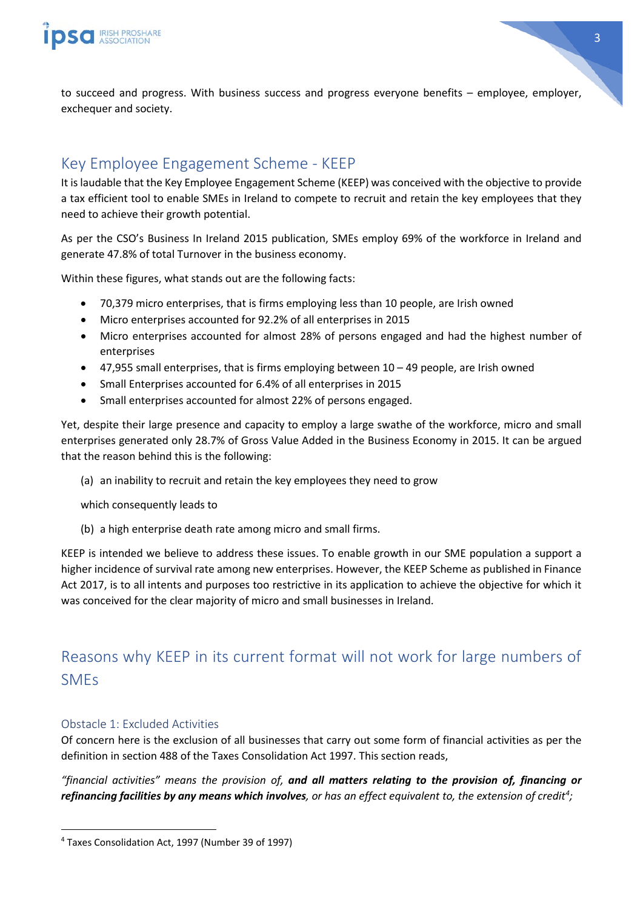to succeed and progress. With business success and progress everyone benefits – employee, employer, exchequer and society.

## Key Employee Engagement Scheme - KEEP

It is laudable that the Key Employee Engagement Scheme (KEEP) was conceived with the objective to provide a tax efficient tool to enable SMEs in Ireland to compete to recruit and retain the key employees that they need to achieve their growth potential.

As per the CSO's Business In Ireland 2015 publication, SMEs employ 69% of the workforce in Ireland and generate 47.8% of total Turnover in the business economy.

Within these figures, what stands out are the following facts:

- 70,379 micro enterprises, that is firms employing less than 10 people, are Irish owned
- Micro enterprises accounted for 92.2% of all enterprises in 2015
- Micro enterprises accounted for almost 28% of persons engaged and had the highest number of enterprises
- 47,955 small enterprises, that is firms employing between 10 – 49 people, are Irish owned
- Small Enterprises accounted for 6.4% of all enterprises in 2015
- Small enterprises accounted for almost 22% of persons engaged.

Yet, despite their large presence and capacity to employ a large swathe of the workforce, micro and small enterprises generated only 28.7% of Gross Value Added in the Business Economy in 2015. It can be argued that the reason behind this is the following:

(a) an inability to recruit and retain the key employees they need to grow

which consequently leads to

(b) a high enterprise death rate among micro and small firms.

KEEP is intended we believe to address these issues. To enable growth in our SME population a support a higher incidence of survival rate among new enterprises. However, the KEEP Scheme as published in Finance Act 2017, is to all intents and purposes too restrictive in its application to achieve the objective for which it was conceived for the clear majority of micro and small businesses in Ireland.

## Reasons why KEEP in its current format will not work for large numbers of SMEs

### Obstacle 1: Excluded Activities

Of concern here is the exclusion of all businesses that carry out some form of financial activities as per the definition in section 488 of the Taxes Consolidation Act 1997. This section reads,

*"financial activities" means the provision of, **and all matters relating to the provision of, financing or refinancing facilities by any means which involves**, or has an effect equivalent to, the extension of credit*[4]*;*

[4] Taxes Consolidation Act, 1997 (Number 39 of 1997)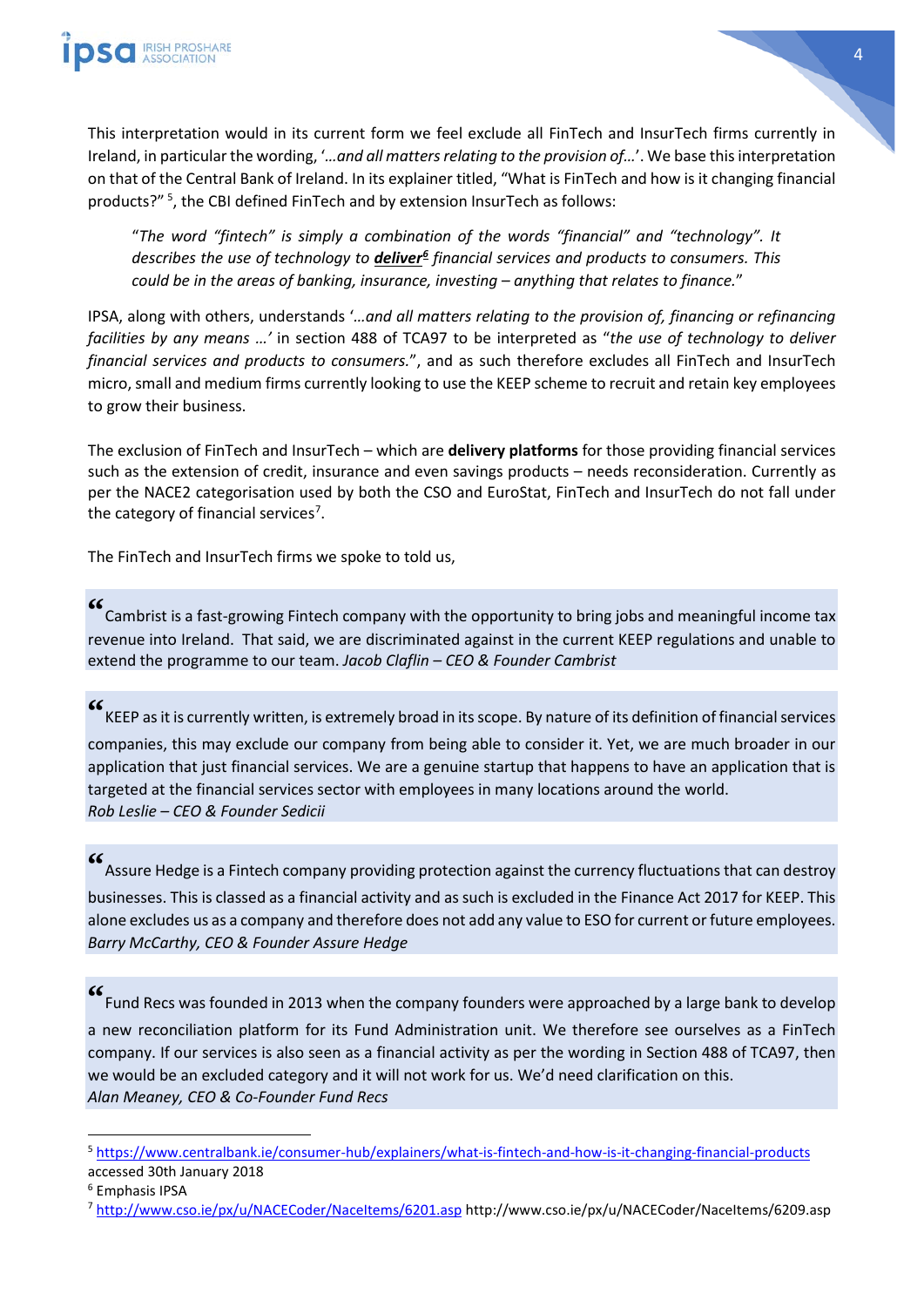This interpretation would in its current form we feel exclude all FinTech and InsurTech firms currently in Ireland, in particular the wording, '*…and all matters relating to the provision of…*'. We base this interpretation on that of the Central Bank of Ireland. In its explainer titled, "What is FinTech and how is it changing financial products?" [5], the CBI defined FinTech and by extension InsurTech as follows:

> *"The word "fintech" is simply a combination of the words "financial" and "technology". It describes the use of technology to* ***deliver***[6] *financial services and products to consumers. This could be in the areas of banking, insurance, investing – anything that relates to finance.*"

IPSA, along with others, understands '*…and all matters relating to the provision of, financing or refinancing facilities by any means …'* in section 488 of TCA97 to be interpreted as "*the use of technology to deliver financial services and products to consumers.*", and as such therefore excludes all FinTech and InsurTech micro, small and medium firms currently looking to use the KEEP scheme to recruit and retain key employees to grow their business.

The exclusion of FinTech and InsurTech – which are **delivery platforms** for those providing financial services such as the extension of credit, insurance and even savings products – needs reconsideration. Currently as per the NACE2 categorisation used by both the CSO and EuroStat, FinTech and InsurTech do not fall under the category of financial services[7].

The FinTech and InsurTech firms we spoke to told us,

> "Cambrist is a fast-growing Fintech company with the opportunity to bring jobs and meaningful income tax revenue into Ireland. That said, we are discriminated against in the current KEEP regulations and unable to extend the programme to our team. *Jacob Claflin – CEO & Founder Cambrist*

> "KEEP as it is currently written, is extremely broad in its scope. By nature of its definition of financial services companies, this may exclude our company from being able to consider it. Yet, we are much broader in our application that just financial services. We are a genuine startup that happens to have an application that is targeted at the financial services sector with employees in many locations around the world.
> *Rob Leslie – CEO & Founder Sedicii*

> "Assure Hedge is a Fintech company providing protection against the currency fluctuations that can destroy businesses. This is classed as a financial activity and as such is excluded in the Finance Act 2017 for KEEP. This alone excludes us as a company and therefore does not add any value to ESO for current or future employees.
> *Barry McCarthy, CEO & Founder Assure Hedge*

> "Fund Recs was founded in 2013 when the company founders were approached by a large bank to develop a new reconciliation platform for its Fund Administration unit. We therefore see ourselves as a FinTech company. If our services is also seen as a financial activity as per the wording in Section 488 of TCA97, then we would be an excluded category and it will not work for us. We'd need clarification on this.
> *Alan Meaney, CEO & Co-Founder Fund Recs*

---

[5] https://www.centralbank.ie/consumer-hub/explainers/what-is-fintech-and-how-is-it-changing-financial-products accessed 30th January 2018

[6] Emphasis IPSA

[7] http://www.cso.ie/px/u/NACECoder/NaceItems/6201.asp http://www.cso.ie/px/u/NACECoder/NaceItems/6209.asp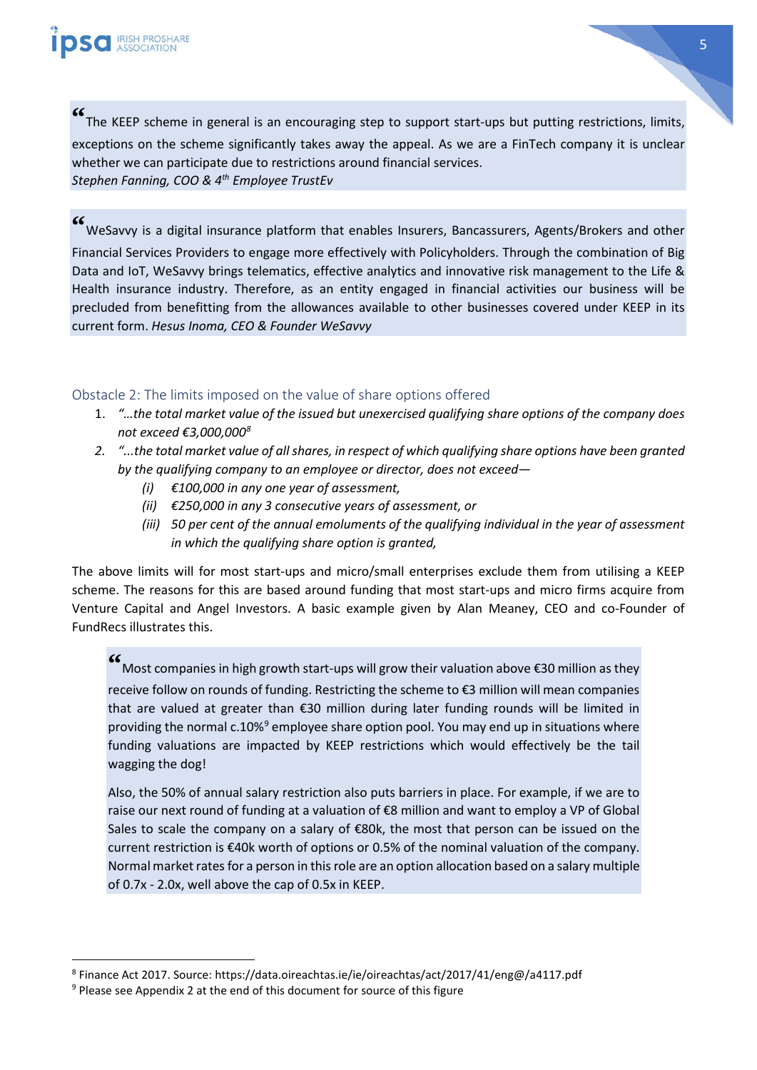> "The KEEP scheme in general is an encouraging step to support start-ups but putting restrictions, limits, exceptions on the scheme significantly takes away the appeal. As we are a FinTech company it is unclear whether we can participate due to restrictions around financial services.
> *Stephen Fanning, COO & 4th Employee TrustEv*

> "WeSavvy is a digital insurance platform that enables Insurers, Bancassurers, Agents/Brokers and other Financial Services Providers to engage more effectively with Policyholders. Through the combination of Big Data and IoT, WeSavvy brings telematics, effective analytics and innovative risk management to the Life & Health insurance industry. Therefore, as an entity engaged in financial activities our business will be precluded from benefitting from the allowances available to other businesses covered under KEEP in its current form. *Hesus Inoma, CEO & Founder WeSavvy*

### Obstacle 2: The limits imposed on the value of share options offered

1. *"…the total market value of the issued but unexercised qualifying share options of the company does not exceed €3,000,000*[8]
2. *"...the total market value of all shares, in respect of which qualifying share options have been granted by the qualifying company to an employee or director, does not exceed—*
    - *(i) €100,000 in any one year of assessment,*
    - *(ii) €250,000 in any 3 consecutive years of assessment, or*
    - *(iii) 50 per cent of the annual emoluments of the qualifying individual in the year of assessment in which the qualifying share option is granted,*

The above limits will for most start-ups and micro/small enterprises exclude them from utilising a KEEP scheme. The reasons for this are based around funding that most start-ups and micro firms acquire from Venture Capital and Angel Investors. A basic example given by Alan Meaney, CEO and co-Founder of FundRecs illustrates this.

> "Most companies in high growth start-ups will grow their valuation above €30 million as they receive follow on rounds of funding. Restricting the scheme to €3 million will mean companies that are valued at greater than €30 million during later funding rounds will be limited in providing the normal c.10%[9] employee share option pool. You may end up in situations where funding valuations are impacted by KEEP restrictions which would effectively be the tail wagging the dog!
>
> Also, the 50% of annual salary restriction also puts barriers in place. For example, if we are to raise our next round of funding at a valuation of €8 million and want to employ a VP of Global Sales to scale the company on a salary of €80k, the most that person can be issued on the current restriction is €40k worth of options or 0.5% of the nominal valuation of the company. Normal market rates for a person in this role are an option allocation based on a salary multiple of 0.7x - 2.0x, well above the cap of 0.5x in KEEP.

[8] Finance Act 2017. Source: https://data.oireachtas.ie/ie/oireachtas/act/2017/41/eng@/a4117.pdf

[9] Please see Appendix 2 at the end of this document for source of this figure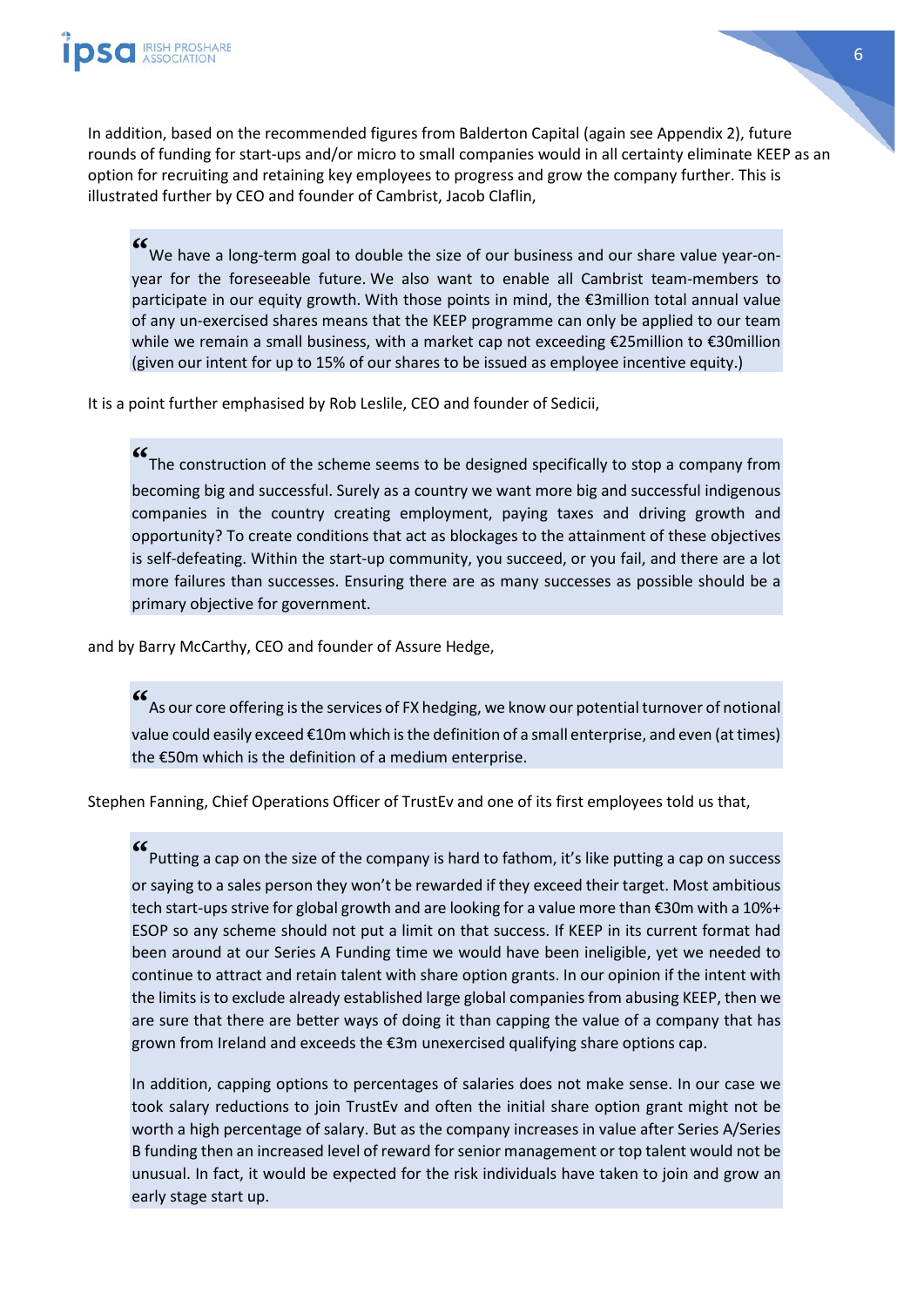In addition, based on the recommended figures from Balderton Capital (again see Appendix 2), future rounds of funding for start-ups and/or micro to small companies would in all certainty eliminate KEEP as an option for recruiting and retaining key employees to progress and grow the company further. This is illustrated further by CEO and founder of Cambrist, Jacob Claflin,

> "We have a long-term goal to double the size of our business and our share value year-on-year for the foreseeable future. We also want to enable all Cambrist team-members to participate in our equity growth. With those points in mind, the €3million total annual value of any un-exercised shares means that the KEEP programme can only be applied to our team while we remain a small business, with a market cap not exceeding €25million to €30million (given our intent for up to 15% of our shares to be issued as employee incentive equity.)

It is a point further emphasised by Rob Leslile, CEO and founder of Sedicii,

> "The construction of the scheme seems to be designed specifically to stop a company from becoming big and successful. Surely as a country we want more big and successful indigenous companies in the country creating employment, paying taxes and driving growth and opportunity? To create conditions that act as blockages to the attainment of these objectives is self-defeating. Within the start-up community, you succeed, or you fail, and there are a lot more failures than successes. Ensuring there are as many successes as possible should be a primary objective for government.

and by Barry McCarthy, CEO and founder of Assure Hedge,

> "As our core offering is the services of FX hedging, we know our potential turnover of notional value could easily exceed €10m which is the definition of a small enterprise, and even (at times) the €50m which is the definition of a medium enterprise.

Stephen Fanning, Chief Operations Officer of TrustEv and one of its first employees told us that,

> "Putting a cap on the size of the company is hard to fathom, it's like putting a cap on success or saying to a sales person they won't be rewarded if they exceed their target. Most ambitious tech start-ups strive for global growth and are looking for a value more than €30m with a 10%+ ESOP so any scheme should not put a limit on that success. If KEEP in its current format had been around at our Series A Funding time we would have been ineligible, yet we needed to continue to attract and retain talent with share option grants. In our opinion if the intent with the limits is to exclude already established large global companies from abusing KEEP, then we are sure that there are better ways of doing it than capping the value of a company that has grown from Ireland and exceeds the €3m unexercised qualifying share options cap.
>
> In addition, capping options to percentages of salaries does not make sense. In our case we took salary reductions to join TrustEv and often the initial share option grant might not be worth a high percentage of salary. But as the company increases in value after Series A/Series B funding then an increased level of reward for senior management or top talent would not be unusual. In fact, it would be expected for the risk individuals have taken to join and grow an early stage start up.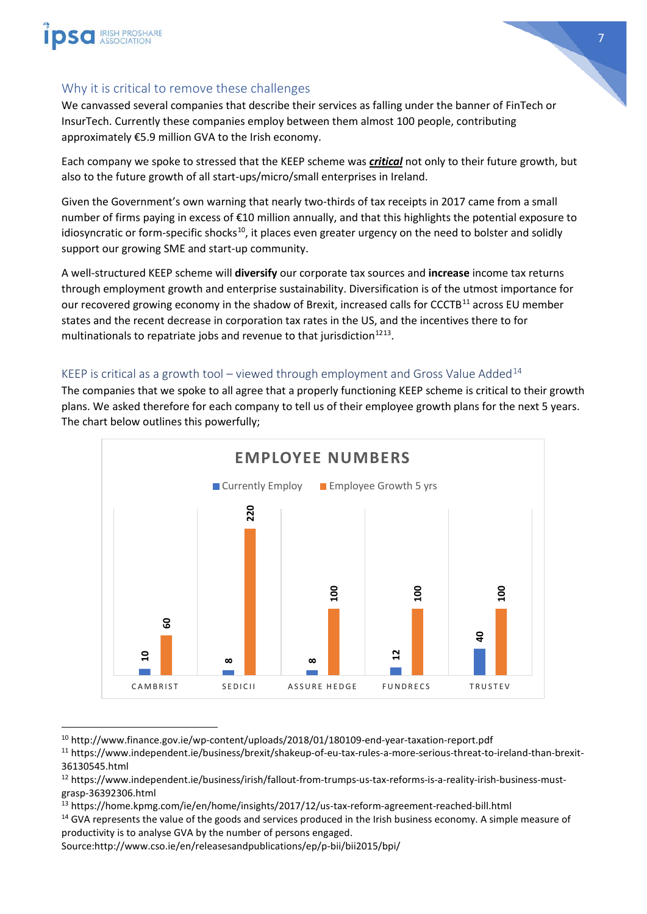## Why it is critical to remove these challenges

We canvassed several companies that describe their services as falling under the banner of FinTech or InsurTech. Currently these companies employ between them almost 100 people, contributing approximately €5.9 million GVA to the Irish economy.

Each company we spoke to stressed that the KEEP scheme was ***critical*** not only to their future growth, but also to the future growth of all start-ups/micro/small enterprises in Ireland.

Given the Government's own warning that nearly two-thirds of tax receipts in 2017 came from a small number of firms paying in excess of €10 million annually, and that this highlights the potential exposure to idiosyncratic or form-specific shocks[10], it places even greater urgency on the need to bolster and solidly support our growing SME and start-up community.

A well-structured KEEP scheme will **diversify** our corporate tax sources and **increase** income tax returns through employment growth and enterprise sustainability. Diversification is of the utmost importance for our recovered growing economy in the shadow of Brexit, increased calls for CCCTB[11] across EU member states and the recent decrease in corporation tax rates in the US, and the incentives there to for multinationals to repatriate jobs and revenue to that jurisdiction[12][13].

## KEEP is critical as a growth tool – viewed through employment and Gross Value Added[14]

The companies that we spoke to all agree that a properly functioning KEEP scheme is critical to their growth plans. We asked therefore for each company to tell us of their employee growth plans for the next 5 years. The chart below outlines this powerfully;

**EMPLOYEE NUMBERS**

| | Currently Employ | Employee Growth 5 yrs |
|---|---|---|
| CAMBRIST | 10 | 60 |
| SEDICII | 8 | 220 |
| ASSURE HEDGE | 8 | 100 |
| FUNDRECS | 12 | 100 |
| TRUSTEV | 40 | 100 |

---

[10] http://www.finance.gov.ie/wp-content/uploads/2018/01/180109-end-year-taxation-report.pdf

[11] https://www.independent.ie/business/brexit/shakeup-of-eu-tax-rules-a-more-serious-threat-to-ireland-than-brexit-36130545.html

[12] https://www.independent.ie/business/irish/fallout-from-trumps-us-tax-reforms-is-a-reality-irish-business-must-grasp-36392306.html

[13] https://home.kpmg.com/ie/en/home/insights/2017/12/us-tax-reform-agreement-reached-bill.html

[14] GVA represents the value of the goods and services produced in the Irish business economy. A simple measure of productivity is to analyse GVA by the number of persons engaged.
Source:http://www.cso.ie/en/releasesandpublications/ep/p-bii/bii2015/bpi/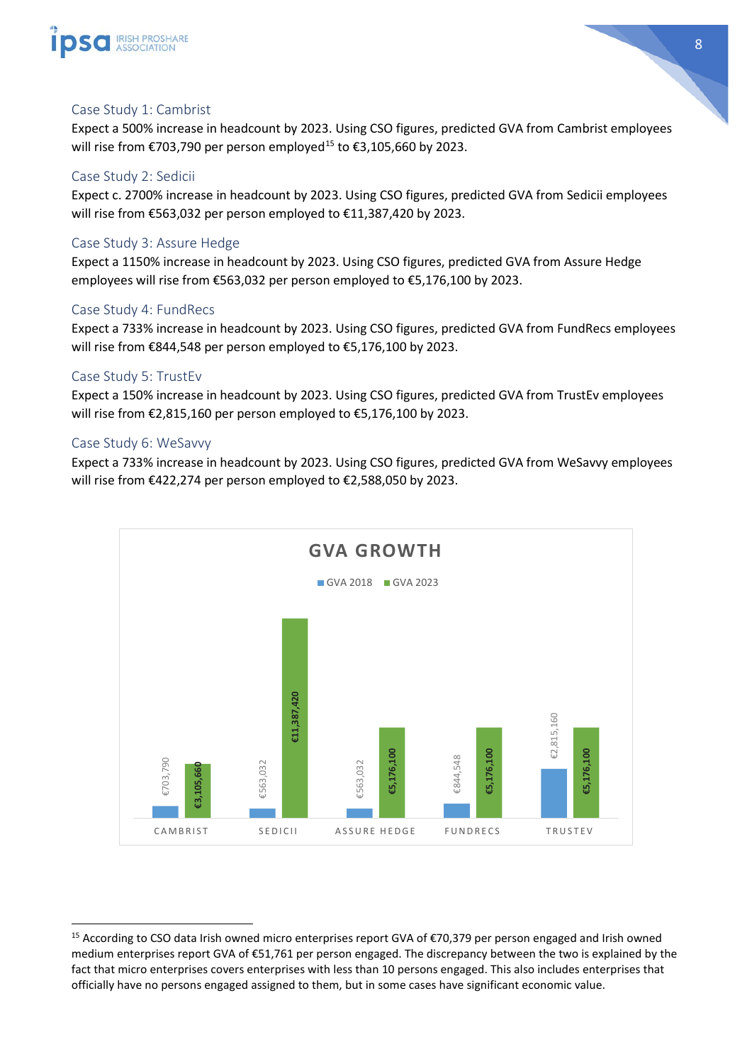### Case Study 1: Cambrist

Expect a 500% increase in headcount by 2023. Using CSO figures, predicted GVA from Cambrist employees will rise from €703,790 per person employed[15] to €3,105,660 by 2023.

### Case Study 2: Sedicii

Expect c. 2700% increase in headcount by 2023. Using CSO figures, predicted GVA from Sedicii employees will rise from €563,032 per person employed to €11,387,420 by 2023.

### Case Study 3: Assure Hedge

Expect a 1150% increase in headcount by 2023. Using CSO figures, predicted GVA from Assure Hedge employees will rise from €563,032 per person employed to €5,176,100 by 2023.

### Case Study 4: FundRecs

Expect a 733% increase in headcount by 2023. Using CSO figures, predicted GVA from FundRecs employees will rise from €844,548 per person employed to €5,176,100 by 2023.

### Case Study 5: TrustEv

Expect a 150% increase in headcount by 2023. Using CSO figures, predicted GVA from TrustEv employees will rise from €2,815,160 per person employed to €5,176,100 by 2023.

### Case Study 6: WeSavvy

Expect a 733% increase in headcount by 2023. Using CSO figures, predicted GVA from WeSavvy employees will rise from €422,274 per person employed to €2,588,050 by 2023.

**GVA GROWTH**

| | GVA 2018 | GVA 2023 |
|---|---|---|
| CAMBRIST | €703,790 | €3,105,660 |
| SEDICII | €563,032 | €11,387,420 |
| ASSURE HEDGE | €563,032 | €5,176,100 |
| FUNDRECS | €844,548 | €5,176,100 |
| TRUSTEV | €2,815,160 | €5,176,100 |

---

[15] According to CSO data Irish owned micro enterprises report GVA of €70,379 per person engaged and Irish owned medium enterprises report GVA of €51,761 per person engaged. The discrepancy between the two is explained by the fact that micro enterprises covers enterprises with less than 10 persons engaged. This also includes enterprises that officially have no persons engaged assigned to them, but in some cases have significant economic value.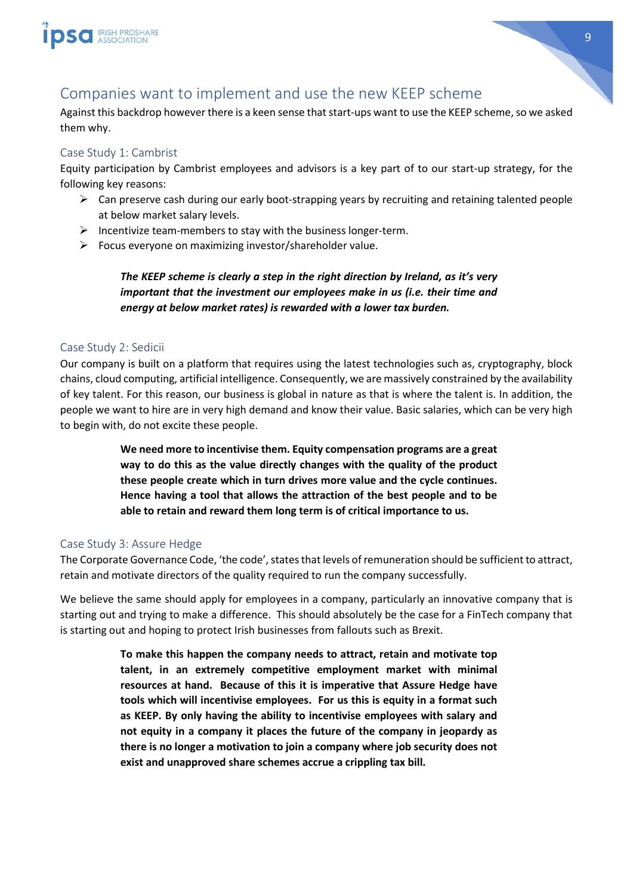## Companies want to implement and use the new KEEP scheme

Against this backdrop however there is a keen sense that start-ups want to use the KEEP scheme, so we asked them why.

### Case Study 1: Cambrist

Equity participation by Cambrist employees and advisors is a key part of to our start-up strategy, for the following key reasons:

- Can preserve cash during our early boot-strapping years by recruiting and retaining talented people at below market salary levels.
- Incentivize team-members to stay with the business longer-term.
- Focus everyone on maximizing investor/shareholder value.

> ***The KEEP scheme is clearly a step in the right direction by Ireland, as it's very important that the investment our employees make in us (i.e. their time and energy at below market rates) is rewarded with a lower tax burden.***

### Case Study 2: Sedicii

Our company is built on a platform that requires using the latest technologies such as, cryptography, block chains, cloud computing, artificial intelligence. Consequently, we are massively constrained by the availability of key talent. For this reason, our business is global in nature as that is where the talent is. In addition, the people we want to hire are in very high demand and know their value. Basic salaries, which can be very high to begin with, do not excite these people.

> **We need more to incentivise them. Equity compensation programs are a great way to do this as the value directly changes with the quality of the product these people create which in turn drives more value and the cycle continues. Hence having a tool that allows the attraction of the best people and to be able to retain and reward them long term is of critical importance to us.**

### Case Study 3: Assure Hedge

The Corporate Governance Code, 'the code', states that levels of remuneration should be sufficient to attract, retain and motivate directors of the quality required to run the company successfully.

We believe the same should apply for employees in a company, particularly an innovative company that is starting out and trying to make a difference. This should absolutely be the case for a FinTech company that is starting out and hoping to protect Irish businesses from fallouts such as Brexit.

> **To make this happen the company needs to attract, retain and motivate top talent, in an extremely competitive employment market with minimal resources at hand. Because of this it is imperative that Assure Hedge have tools which will incentivise employees. For us this is equity in a format such as KEEP. By only having the ability to incentivise employees with salary and not equity in a company it places the future of the company in jeopardy as there is no longer a motivation to join a company where job security does not exist and unapproved share schemes accrue a crippling tax bill.**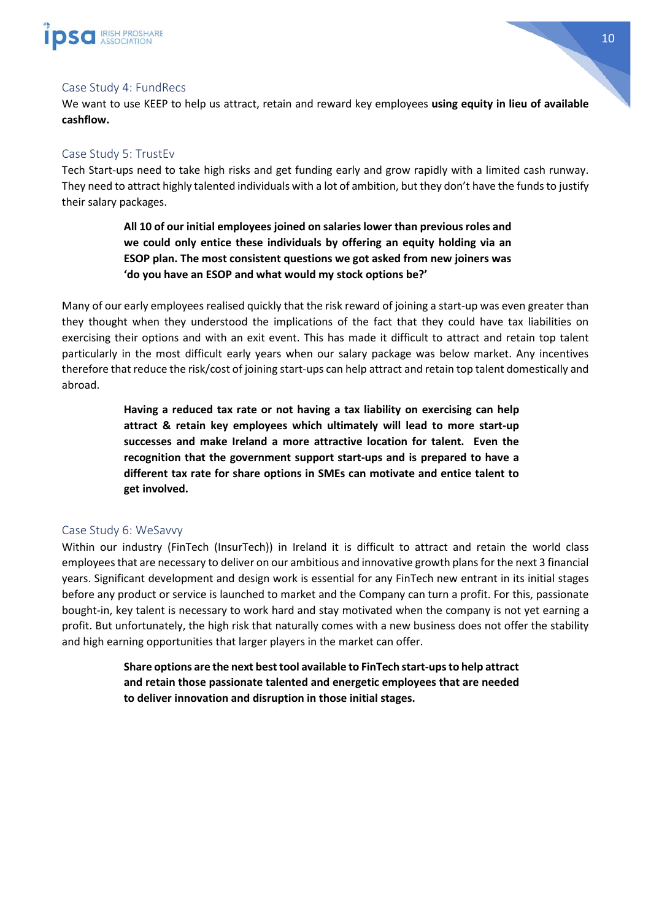### Case Study 4: FundRecs

We want to use KEEP to help us attract, retain and reward key employees **using equity in lieu of available cashflow.**

### Case Study 5: TrustEv

Tech Start-ups need to take high risks and get funding early and grow rapidly with a limited cash runway. They need to attract highly talented individuals with a lot of ambition, but they don't have the funds to justify their salary packages.

> **All 10 of our initial employees joined on salaries lower than previous roles and we could only entice these individuals by offering an equity holding via an ESOP plan. The most consistent questions we got asked from new joiners was 'do you have an ESOP and what would my stock options be?'**

Many of our early employees realised quickly that the risk reward of joining a start-up was even greater than they thought when they understood the implications of the fact that they could have tax liabilities on exercising their options and with an exit event. This has made it difficult to attract and retain top talent particularly in the most difficult early years when our salary package was below market. Any incentives therefore that reduce the risk/cost of joining start-ups can help attract and retain top talent domestically and abroad.

> **Having a reduced tax rate or not having a tax liability on exercising can help attract & retain key employees which ultimately will lead to more start-up successes and make Ireland a more attractive location for talent. Even the recognition that the government support start-ups and is prepared to have a different tax rate for share options in SMEs can motivate and entice talent to get involved.**

### Case Study 6: WeSavvy

Within our industry (FinTech (InsurTech)) in Ireland it is difficult to attract and retain the world class employees that are necessary to deliver on our ambitious and innovative growth plans for the next 3 financial years. Significant development and design work is essential for any FinTech new entrant in its initial stages before any product or service is launched to market and the Company can turn a profit. For this, passionate bought-in, key talent is necessary to work hard and stay motivated when the company is not yet earning a profit. But unfortunately, the high risk that naturally comes with a new business does not offer the stability and high earning opportunities that larger players in the market can offer.

> **Share options are the next best tool available to FinTech start-ups to help attract and retain those passionate talented and energetic employees that are needed to deliver innovation and disruption in those initial stages.**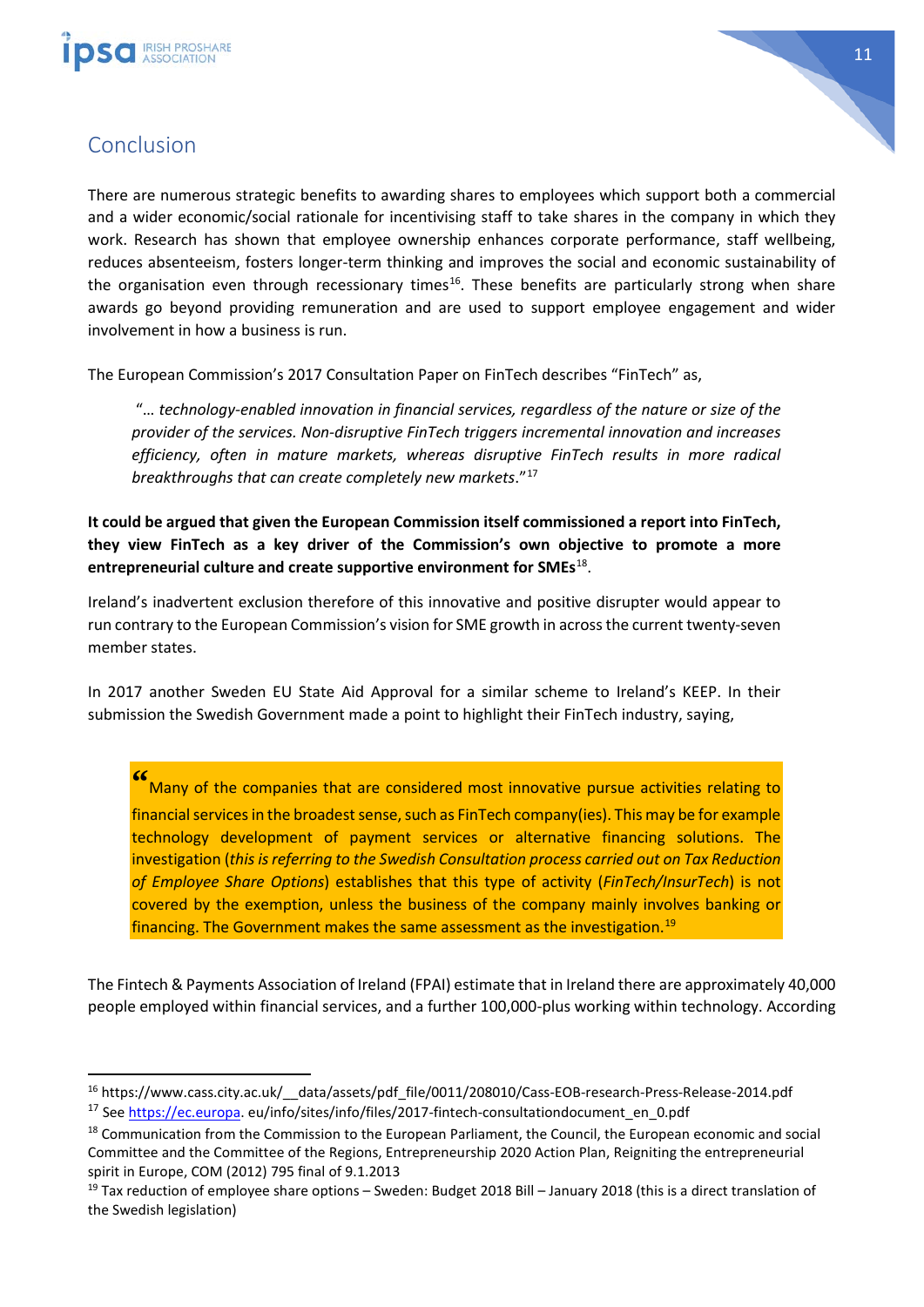## Conclusion

There are numerous strategic benefits to awarding shares to employees which support both a commercial and a wider economic/social rationale for incentivising staff to take shares in the company in which they work. Research has shown that employee ownership enhances corporate performance, staff wellbeing, reduces absenteeism, fosters longer-term thinking and improves the social and economic sustainability of the organisation even through recessionary times[16]. These benefits are particularly strong when share awards go beyond providing remuneration and are used to support employee engagement and wider involvement in how a business is run.

The European Commission's 2017 Consultation Paper on FinTech describes "FinTech" as,

> "… *technology-enabled innovation in financial services, regardless of the nature or size of the provider of the services. Non-disruptive FinTech triggers incremental innovation and increases efficiency, often in mature markets, whereas disruptive FinTech results in more radical breakthroughs that can create completely new markets*."[17]

**It could be argued that given the European Commission itself commissioned a report into FinTech, they view FinTech as a key driver of the Commission's own objective to promote a more entrepreneurial culture and create supportive environment for SMEs**[18].

Ireland's inadvertent exclusion therefore of this innovative and positive disrupter would appear to run contrary to the European Commission's vision for SME growth in across the current twenty-seven member states.

In 2017 another Sweden EU State Aid Approval for a similar scheme to Ireland's KEEP. In their submission the Swedish Government made a point to highlight their FinTech industry, saying,

> "Many of the companies that are considered most innovative pursue activities relating to financial services in the broadest sense, such as FinTech company(ies). This may be for example technology development of payment services or alternative financing solutions. The investigation (*this is referring to the Swedish Consultation process carried out on Tax Reduction of Employee Share Options*) establishes that this type of activity (*FinTech/InsurTech*) is not covered by the exemption, unless the business of the company mainly involves banking or financing. The Government makes the same assessment as the investigation.[19]

The Fintech & Payments Association of Ireland (FPAI) estimate that in Ireland there are approximately 40,000 people employed within financial services, and a further 100,000-plus working within technology. According

---

[16] https://www.cass.city.ac.uk/__data/assets/pdf_file/0011/208010/Cass-EOB-research-Press-Release-2014.pdf

[17] See https://ec.europa. eu/info/sites/info/files/2017-fintech-consultationdocument_en_0.pdf

[18] Communication from the Commission to the European Parliament, the Council, the European economic and social Committee and the Committee of the Regions, Entrepreneurship 2020 Action Plan, Reigniting the entrepreneurial spirit in Europe, COM (2012) 795 final of 9.1.2013

[19] Tax reduction of employee share options – Sweden: Budget 2018 Bill – January 2018 (this is a direct translation of the Swedish legislation)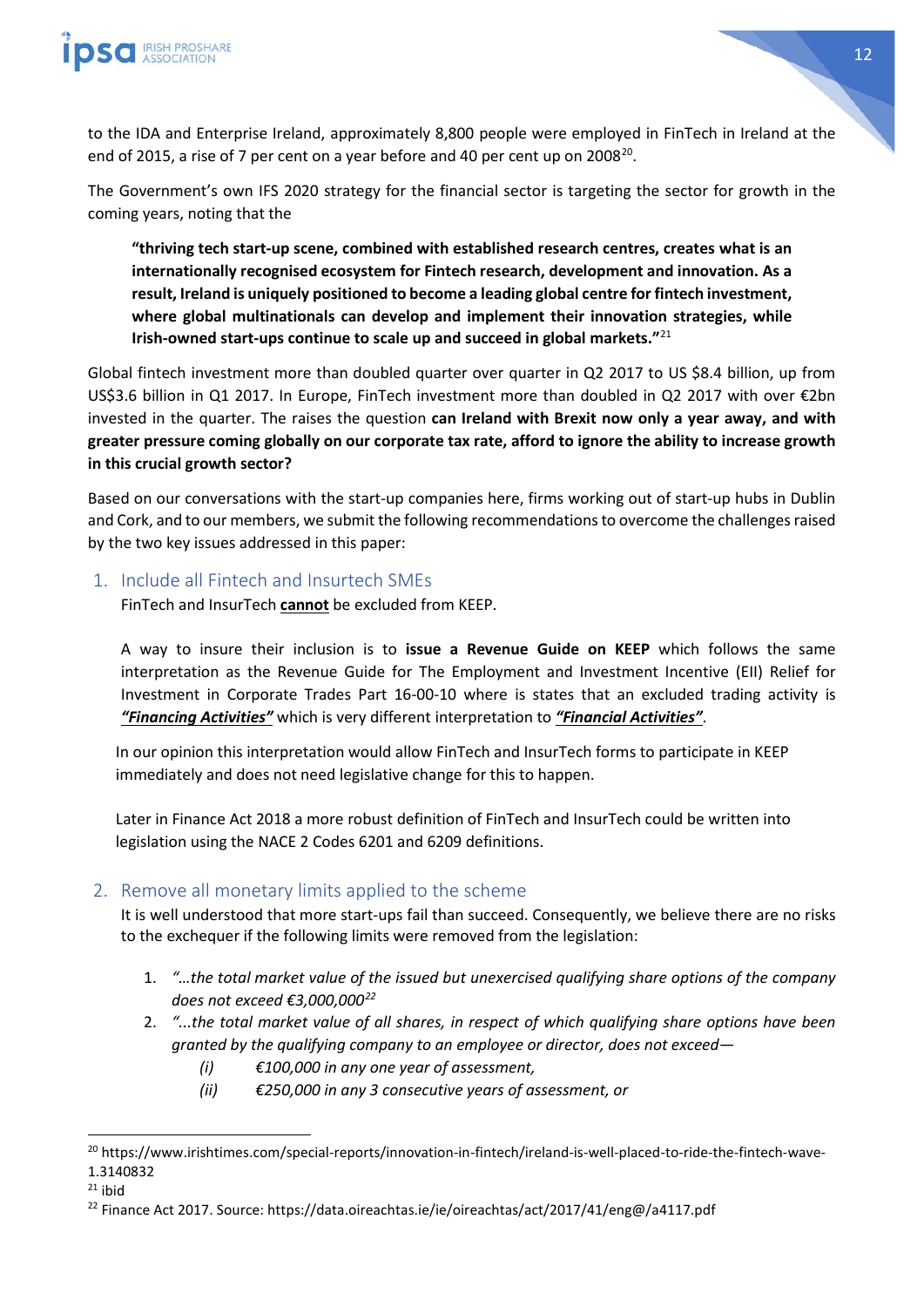to the IDA and Enterprise Ireland, approximately 8,800 people were employed in FinTech in Ireland at the end of 2015, a rise of 7 per cent on a year before and 40 per cent up on 2008[20].

The Government's own IFS 2020 strategy for the financial sector is targeting the sector for growth in the coming years, noting that the

> **"thriving tech start-up scene, combined with established research centres, creates what is an internationally recognised ecosystem for Fintech research, development and innovation. As a result, Ireland is uniquely positioned to become a leading global centre for fintech investment, where global multinationals can develop and implement their innovation strategies, while Irish-owned start-ups continue to scale up and succeed in global markets."**[21]

Global fintech investment more than doubled quarter over quarter in Q2 2017 to US $8.4 billion, up from US$3.6 billion in Q1 2017. In Europe, FinTech investment more than doubled in Q2 2017 with over €2bn invested in the quarter. The raises the question **can Ireland with Brexit now only a year away, and with greater pressure coming globally on our corporate tax rate, afford to ignore the ability to increase growth in this crucial growth sector?**

Based on our conversations with the start-up companies here, firms working out of start-up hubs in Dublin and Cork, and to our members, we submit the following recommendations to overcome the challenges raised by the two key issues addressed in this paper:

## 1. Include all Fintech and Insurtech SMEs

FinTech and InsurTech **cannot** be excluded from KEEP.

A way to insure their inclusion is to **issue a Revenue Guide on KEEP** which follows the same interpretation as the Revenue Guide for The Employment and Investment Incentive (EII) Relief for Investment in Corporate Trades Part 16-00-10 where is states that an excluded trading activity is ***"Financing Activities"*** which is very different interpretation to ***"Financial Activities"***.

In our opinion this interpretation would allow FinTech and InsurTech forms to participate in KEEP immediately and does not need legislative change for this to happen.

Later in Finance Act 2018 a more robust definition of FinTech and InsurTech could be written into legislation using the NACE 2 Codes 6201 and 6209 definitions.

## 2. Remove all monetary limits applied to the scheme

It is well understood that more start-ups fail than succeed. Consequently, we believe there are no risks to the exchequer if the following limits were removed from the legislation:

1. *"…the total market value of the issued but unexercised qualifying share options of the company does not exceed €3,000,000*[22]
2. *"...the total market value of all shares, in respect of which qualifying share options have been granted by the qualifying company to an employee or director, does not exceed—*
   - *(i) €100,000 in any one year of assessment,*
   - *(ii) €250,000 in any 3 consecutive years of assessment, or*

---

[20] https://www.irishtimes.com/special-reports/innovation-in-fintech/ireland-is-well-placed-to-ride-the-fintech-wave-1.3140832

[21] ibid

[22] Finance Act 2017. Source: https://data.oireachtas.ie/ie/oireachtas/act/2017/41/eng@/a4117.pdf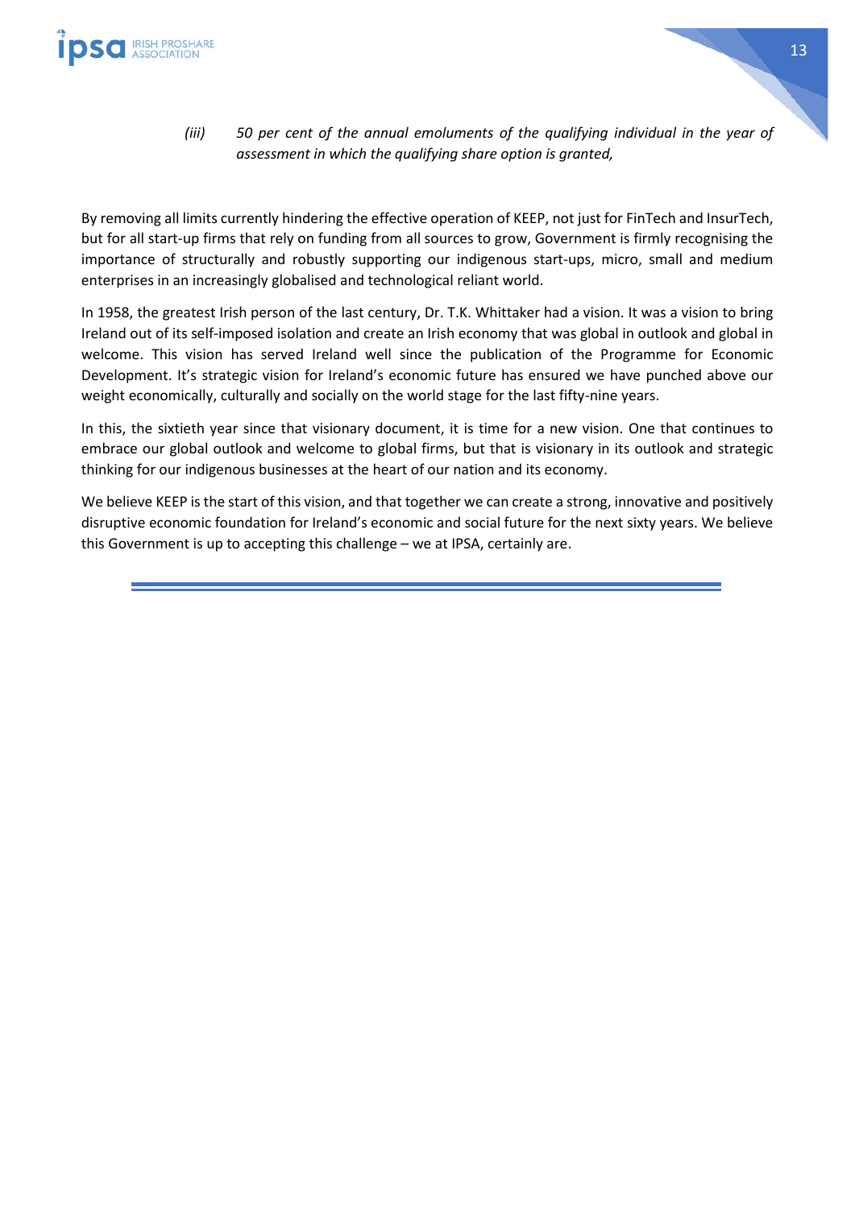*(iii) 50 per cent of the annual emoluments of the qualifying individual in the year of assessment in which the qualifying share option is granted,*

By removing all limits currently hindering the effective operation of KEEP, not just for FinTech and InsurTech, but for all start-up firms that rely on funding from all sources to grow, Government is firmly recognising the importance of structurally and robustly supporting our indigenous start-ups, micro, small and medium enterprises in an increasingly globalised and technological reliant world.

In 1958, the greatest Irish person of the last century, Dr. T.K. Whittaker had a vision. It was a vision to bring Ireland out of its self-imposed isolation and create an Irish economy that was global in outlook and global in welcome. This vision has served Ireland well since the publication of the Programme for Economic Development. It's strategic vision for Ireland's economic future has ensured we have punched above our weight economically, culturally and socially on the world stage for the last fifty-nine years.

In this, the sixtieth year since that visionary document, it is time for a new vision. One that continues to embrace our global outlook and welcome to global firms, but that is visionary in its outlook and strategic thinking for our indigenous businesses at the heart of our nation and its economy.

We believe KEEP is the start of this vision, and that together we can create a strong, innovative and positively disruptive economic foundation for Ireland's economic and social future for the next sixty years. We believe this Government is up to accepting this challenge – we at IPSA, certainly are.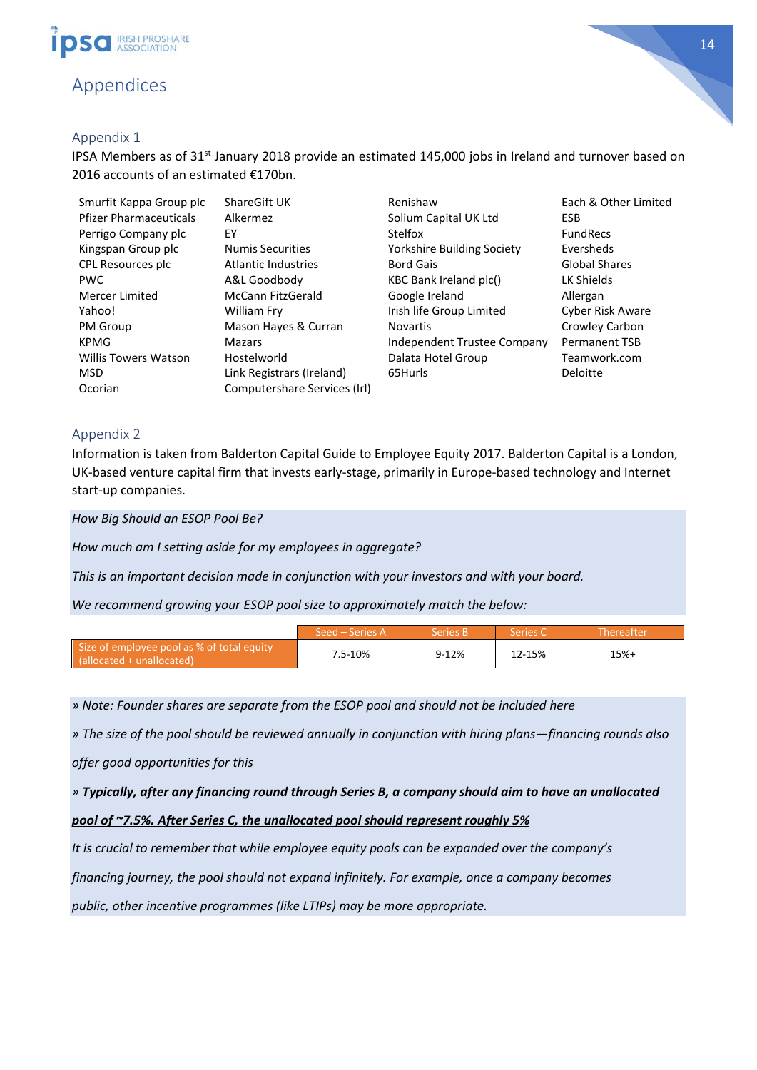# Appendices

## Appendix 1

IPSA Members as of 31st January 2018 provide an estimated 145,000 jobs in Ireland and turnover based on 2016 accounts of an estimated €170bn.

| | | | |
|---|---|---|---|
| Smurfit Kappa Group plc | ShareGift UK | Renishaw | Each & Other Limited |
| Pfizer Pharmaceuticals | Alkermez | Solium Capital UK Ltd | ESB |
| Perrigo Company plc | EY | Stelfox | FundRecs |
| Kingspan Group plc | Numis Securities | Yorkshire Building Society | Eversheds |
| CPL Resources plc | Atlantic Industries | Bord Gais | Global Shares |
| PWC | A&L Goodbody | KBC Bank Ireland plc() | LK Shields |
| Mercer Limited | McCann FitzGerald | Google Ireland | Allergan |
| Yahoo! | William Fry | Irish life Group Limited | Cyber Risk Aware |
| PM Group | Mason Hayes & Curran | Novartis | Crowley Carbon |
| KPMG | Mazars | Independent Trustee Company | Permanent TSB |
| Willis Towers Watson | Hostelworld | Dalata Hotel Group | Teamwork.com |
| MSD | Link Registrars (Ireland) | 65Hurls | Deloitte |
| Ocorian | Computershare Services (Irl) | | |

## Appendix 2

Information is taken from Balderton Capital Guide to Employee Equity 2017. Balderton Capital is a London, UK-based venture capital firm that invests early-stage, primarily in Europe-based technology and Internet start-up companies.

*How Big Should an ESOP Pool Be?*

*How much am I setting aside for my employees in aggregate?*

*This is an important decision made in conjunction with your investors and with your board.*

*We recommend growing your ESOP pool size to approximately match the below:*

| | Seed – Series A | Series B | Series C | Thereafter |
|---|---|---|---|---|
| Size of employee pool as % of total equity (allocated + unallocated) | 7.5-10% | 9-12% | 12-15% | 15%+ |

*» Note: Founder shares are separate from the ESOP pool and should not be included here*

*» The size of the pool should be reviewed annually in conjunction with hiring plans—financing rounds also offer good opportunities for this*

*» **Typically, after any financing round through Series B, a company should aim to have an unallocated pool of ~7.5%. After Series C, the unallocated pool should represent roughly 5%***

*It is crucial to remember that while employee equity pools can be expanded over the company's financing journey, the pool should not expand infinitely. For example, once a company becomes public, other incentive programmes (like LTIPs) may be more appropriate.*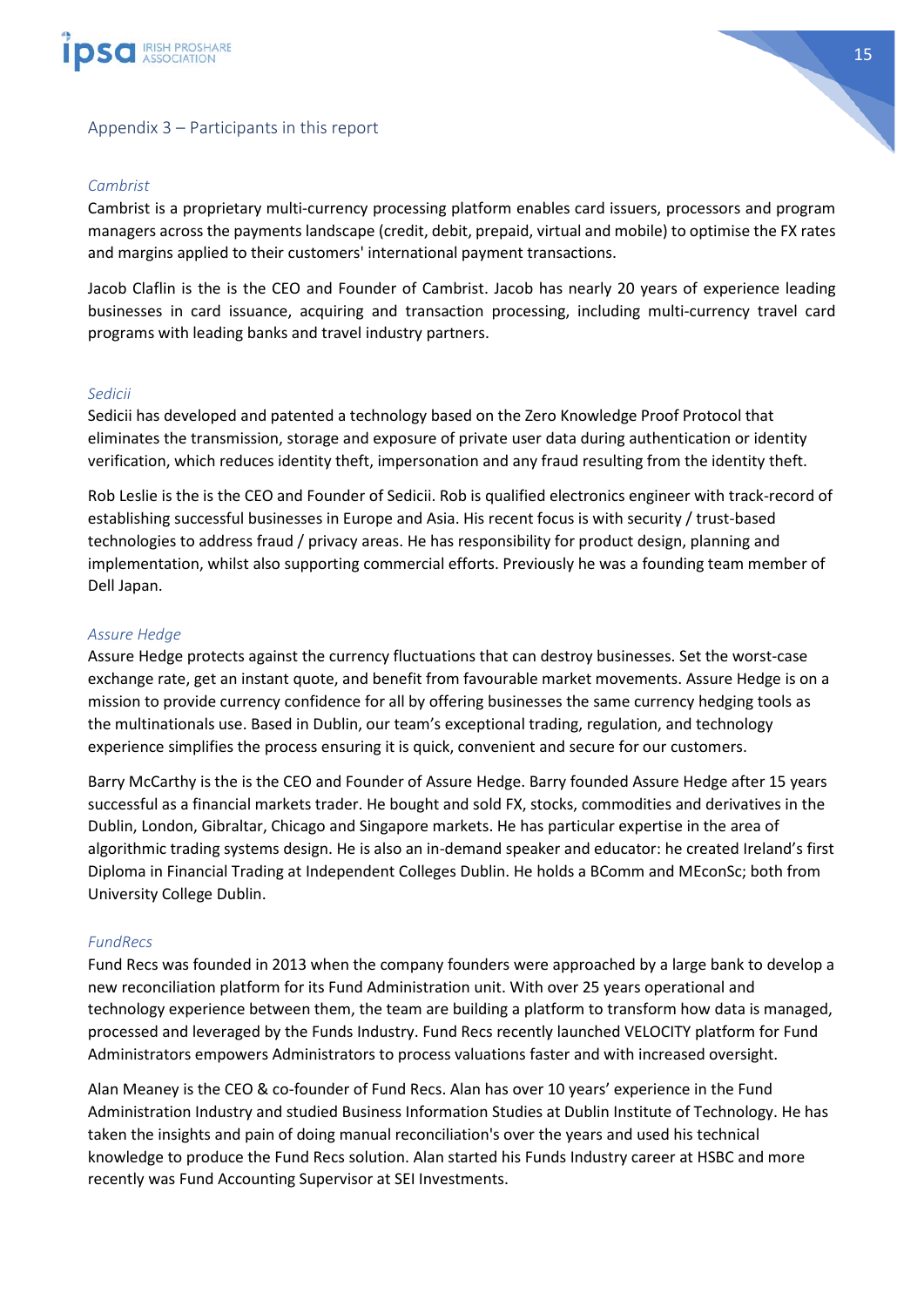## Appendix 3 – Participants in this report

### *Cambrist*

Cambrist is a proprietary multi-currency processing platform enables card issuers, processors and program managers across the payments landscape (credit, debit, prepaid, virtual and mobile) to optimise the FX rates and margins applied to their customers' international payment transactions.

Jacob Claflin is the is the CEO and Founder of Cambrist. Jacob has nearly 20 years of experience leading businesses in card issuance, acquiring and transaction processing, including multi-currency travel card programs with leading banks and travel industry partners.

### *Sedicii*

Sedicii has developed and patented a technology based on the Zero Knowledge Proof Protocol that eliminates the transmission, storage and exposure of private user data during authentication or identity verification, which reduces identity theft, impersonation and any fraud resulting from the identity theft.

Rob Leslie is the is the CEO and Founder of Sedicii. Rob is qualified electronics engineer with track-record of establishing successful businesses in Europe and Asia. His recent focus is with security / trust-based technologies to address fraud / privacy areas. He has responsibility for product design, planning and implementation, whilst also supporting commercial efforts. Previously he was a founding team member of Dell Japan.

### *Assure Hedge*

Assure Hedge protects against the currency fluctuations that can destroy businesses. Set the worst-case exchange rate, get an instant quote, and benefit from favourable market movements. Assure Hedge is on a mission to provide currency confidence for all by offering businesses the same currency hedging tools as the multinationals use. Based in Dublin, our team's exceptional trading, regulation, and technology experience simplifies the process ensuring it is quick, convenient and secure for our customers.

Barry McCarthy is the is the CEO and Founder of Assure Hedge. Barry founded Assure Hedge after 15 years successful as a financial markets trader. He bought and sold FX, stocks, commodities and derivatives in the Dublin, London, Gibraltar, Chicago and Singapore markets. He has particular expertise in the area of algorithmic trading systems design. He is also an in-demand speaker and educator: he created Ireland's first Diploma in Financial Trading at Independent Colleges Dublin. He holds a BComm and MEconSc; both from University College Dublin.

### *FundRecs*

Fund Recs was founded in 2013 when the company founders were approached by a large bank to develop a new reconciliation platform for its Fund Administration unit. With over 25 years operational and technology experience between them, the team are building a platform to transform how data is managed, processed and leveraged by the Funds Industry. Fund Recs recently launched VELOCITY platform for Fund Administrators empowers Administrators to process valuations faster and with increased oversight.

Alan Meaney is the CEO & co-founder of Fund Recs. Alan has over 10 years' experience in the Fund Administration Industry and studied Business Information Studies at Dublin Institute of Technology. He has taken the insights and pain of doing manual reconciliation's over the years and used his technical knowledge to produce the Fund Recs solution. Alan started his Funds Industry career at HSBC and more recently was Fund Accounting Supervisor at SEI Investments.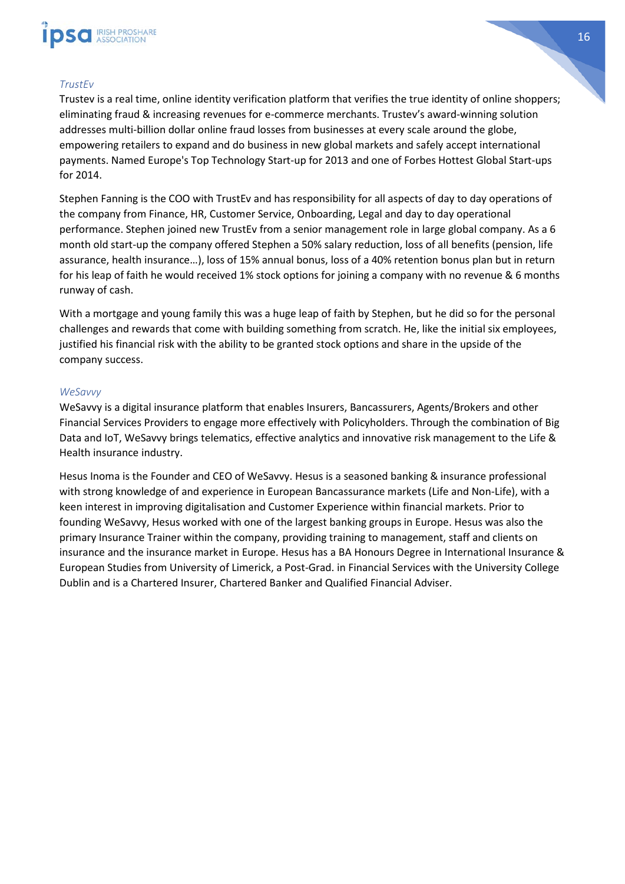*TrustEv*

Trustev is a real time, online identity verification platform that verifies the true identity of online shoppers; eliminating fraud & increasing revenues for e-commerce merchants. Trustev's award-winning solution addresses multi-billion dollar online fraud losses from businesses at every scale around the globe, empowering retailers to expand and do business in new global markets and safely accept international payments. Named Europe's Top Technology Start-up for 2013 and one of Forbes Hottest Global Start-ups for 2014.

Stephen Fanning is the COO with TrustEv and has responsibility for all aspects of day to day operations of the company from Finance, HR, Customer Service, Onboarding, Legal and day to day operational performance. Stephen joined new TrustEv from a senior management role in large global company. As a 6 month old start-up the company offered Stephen a 50% salary reduction, loss of all benefits (pension, life assurance, health insurance…), loss of 15% annual bonus, loss of a 40% retention bonus plan but in return for his leap of faith he would received 1% stock options for joining a company with no revenue & 6 months runway of cash.

With a mortgage and young family this was a huge leap of faith by Stephen, but he did so for the personal challenges and rewards that come with building something from scratch. He, like the initial six employees, justified his financial risk with the ability to be granted stock options and share in the upside of the company success.

*WeSavvy*

WeSavvy is a digital insurance platform that enables Insurers, Bancassurers, Agents/Brokers and other Financial Services Providers to engage more effectively with Policyholders. Through the combination of Big Data and IoT, WeSavvy brings telematics, effective analytics and innovative risk management to the Life & Health insurance industry.

Hesus Inoma is the Founder and CEO of WeSavvy. Hesus is a seasoned banking & insurance professional with strong knowledge of and experience in European Bancassurance markets (Life and Non-Life), with a keen interest in improving digitalisation and Customer Experience within financial markets. Prior to founding WeSavvy, Hesus worked with one of the largest banking groups in Europe. Hesus was also the primary Insurance Trainer within the company, providing training to management, staff and clients on insurance and the insurance market in Europe. Hesus has a BA Honours Degree in International Insurance & European Studies from University of Limerick, a Post-Grad. in Financial Services with the University College Dublin and is a Chartered Insurer, Chartered Banker and Qualified Financial Adviser.